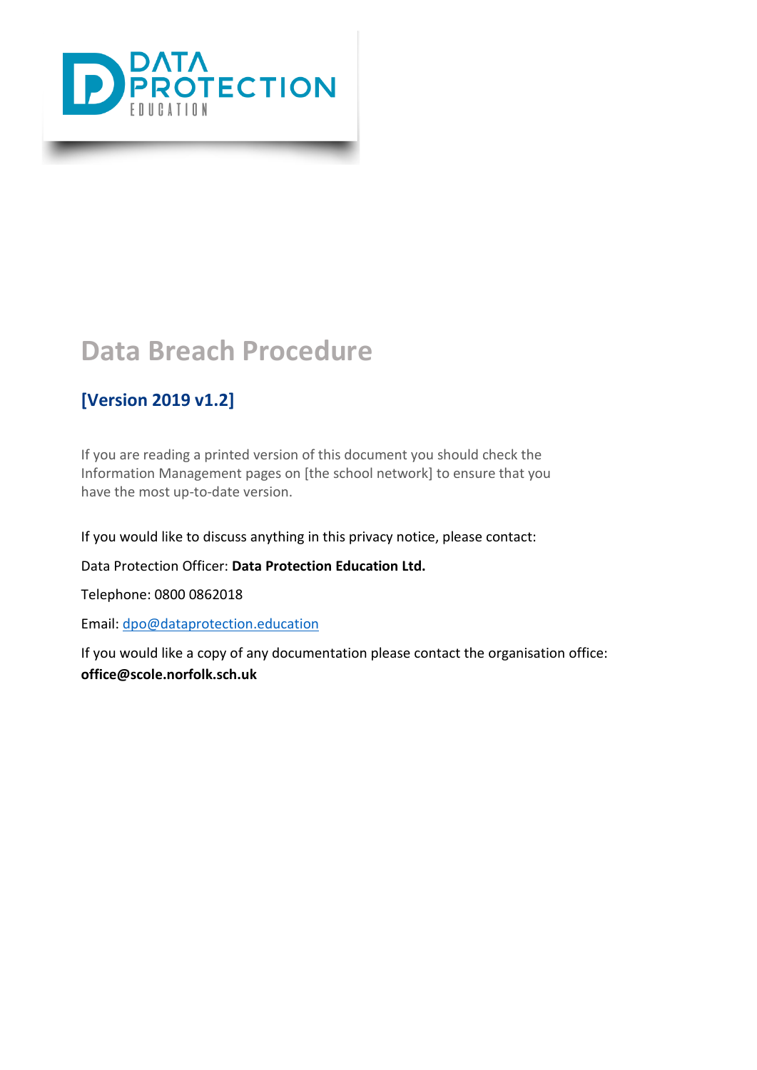# Data Breach Procedure

## [Version 2019 v1.2]

If you are reading a printed version of this document you should check the Information Management pages on [the school network] to ensure that you have the most up-to-date version.

If you would like to discuss anything in this privacy notice, please contact:

Data Protection Officer: **Data Protection Education Ltd.**

Telephone: 0800 0862018

Email: dpo@dataprotection.education

If you would like a copy of any documentation please contact the organisation office: **office@scole.norfolk.sch.uk**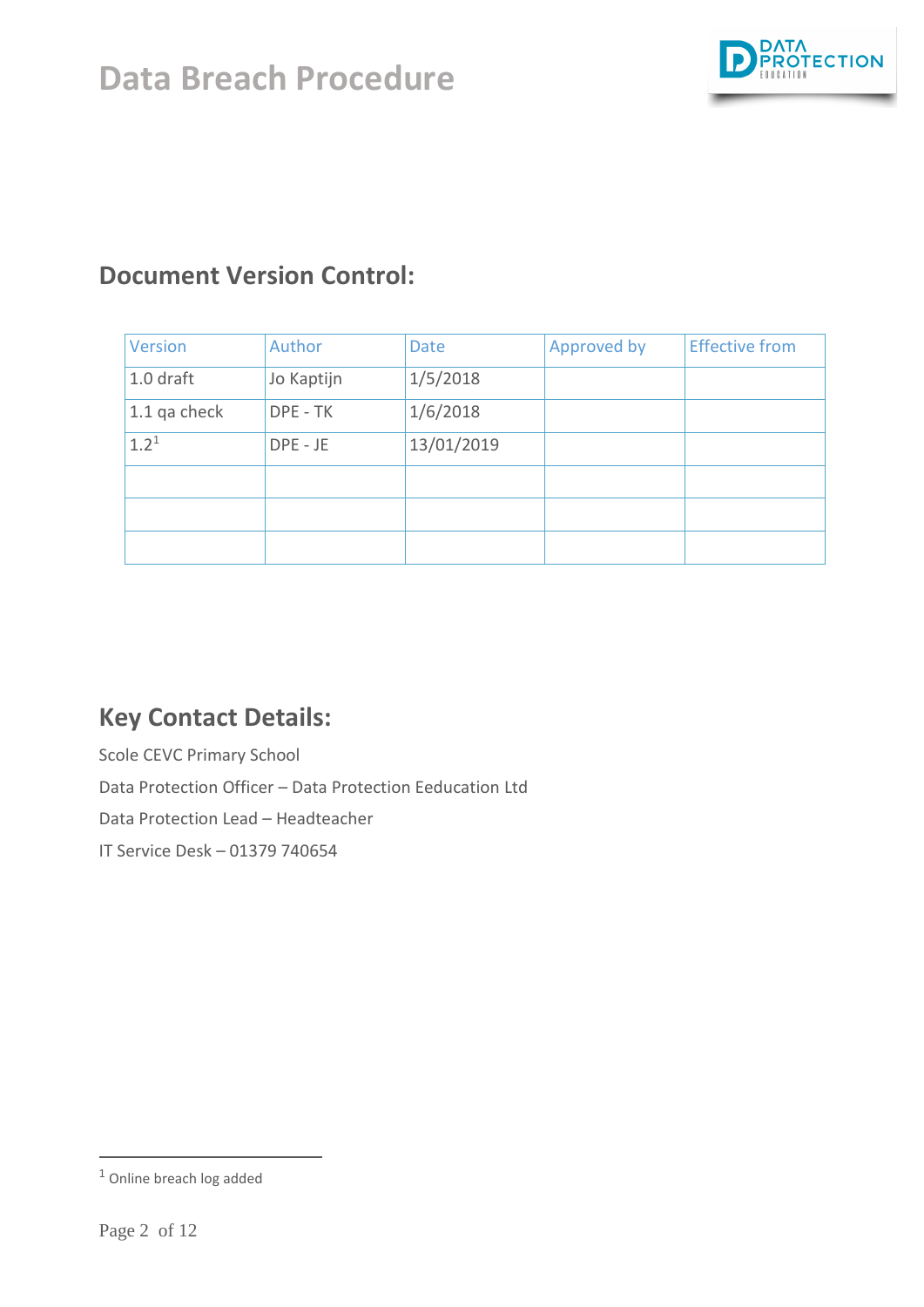# Data Breach Procedure

## Document Version Control:

| Version | Author | Date | Approved by | Effective from |
|---|---|---|---|---|
| 1.0 draft | Jo Kaptijn | 1/5/2018 | | |
| 1.1 qa check | DPE - TK | 1/6/2018 | | |
| 1.2[1] | DPE - JE | 13/01/2019 | | |
| | | | | |
| | | | | |
| | | | | |

## Key Contact Details:

Scole CEVC Primary School

Data Protection Officer – Data Protection Eeducation Ltd

Data Protection Lead – Headteacher

IT Service Desk – 01379 740654

[1] Online breach log added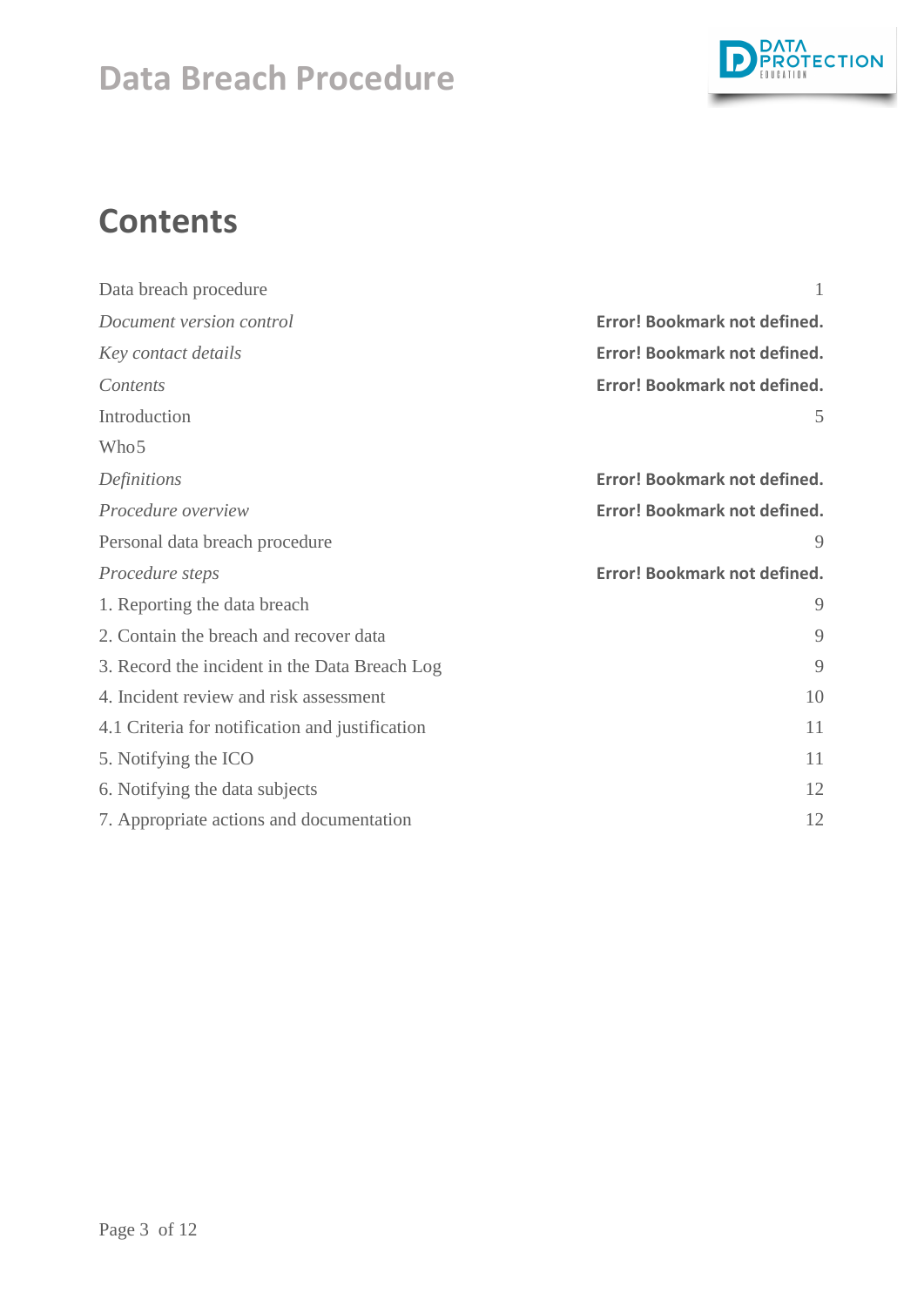## Contents

| | |
|---|---|
| Data breach procedure | 1 |
| *Document version control* | **Error! Bookmark not defined.** |
| *Key contact details* | **Error! Bookmark not defined.** |
| *Contents* | **Error! Bookmark not defined.** |
| Introduction | 5 |
| Who5 | |
| *Definitions* | **Error! Bookmark not defined.** |
| *Procedure overview* | **Error! Bookmark not defined.** |
| Personal data breach procedure | 9 |
| *Procedure steps* | **Error! Bookmark not defined.** |
| 1. Reporting the data breach | 9 |
| 2. Contain the breach and recover data | 9 |
| 3. Record the incident in the Data Breach Log | 9 |
| 4. Incident review and risk assessment | 10 |
| 4.1 Criteria for notification and justification | 11 |
| 5. Notifying the ICO | 11 |
| 6. Notifying the data subjects | 12 |
| 7. Appropriate actions and documentation | 12 |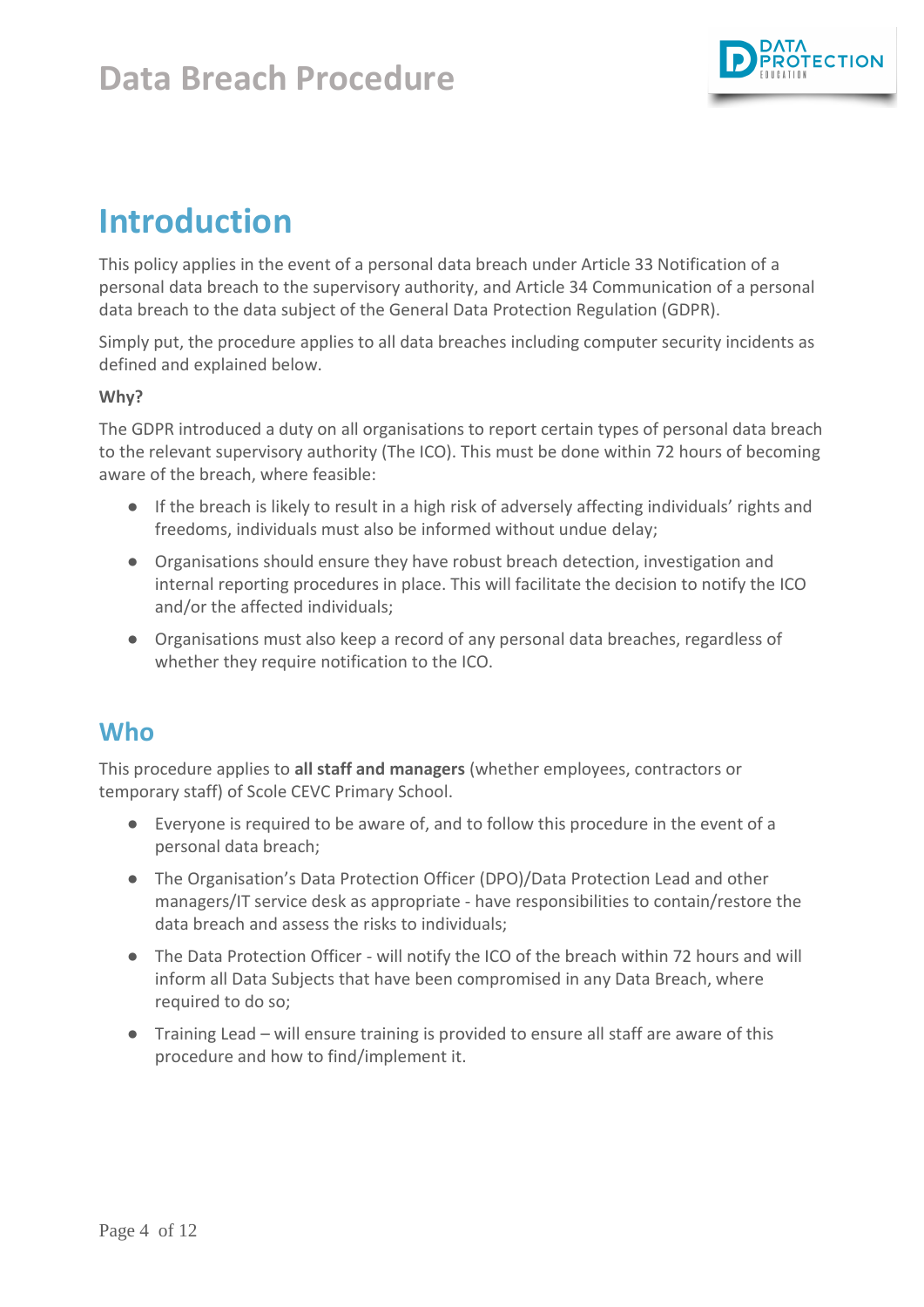# Introduction

This policy applies in the event of a personal data breach under Article 33 Notification of a personal data breach to the supervisory authority, and Article 34 Communication of a personal data breach to the data subject of the General Data Protection Regulation (GDPR).

Simply put, the procedure applies to all data breaches including computer security incidents as defined and explained below.

**Why?**

The GDPR introduced a duty on all organisations to report certain types of personal data breach to the relevant supervisory authority (The ICO). This must be done within 72 hours of becoming aware of the breach, where feasible:

- If the breach is likely to result in a high risk of adversely affecting individuals' rights and freedoms, individuals must also be informed without undue delay;
- Organisations should ensure they have robust breach detection, investigation and internal reporting procedures in place. This will facilitate the decision to notify the ICO and/or the affected individuals;
- Organisations must also keep a record of any personal data breaches, regardless of whether they require notification to the ICO.

## Who

This procedure applies to **all staff and managers** (whether employees, contractors or temporary staff) of Scole CEVC Primary School.

- Everyone is required to be aware of, and to follow this procedure in the event of a personal data breach;
- The Organisation's Data Protection Officer (DPO)/Data Protection Lead and other managers/IT service desk as appropriate - have responsibilities to contain/restore the data breach and assess the risks to individuals;
- The Data Protection Officer - will notify the ICO of the breach within 72 hours and will inform all Data Subjects that have been compromised in any Data Breach, where required to do so;
- Training Lead – will ensure training is provided to ensure all staff are aware of this procedure and how to find/implement it.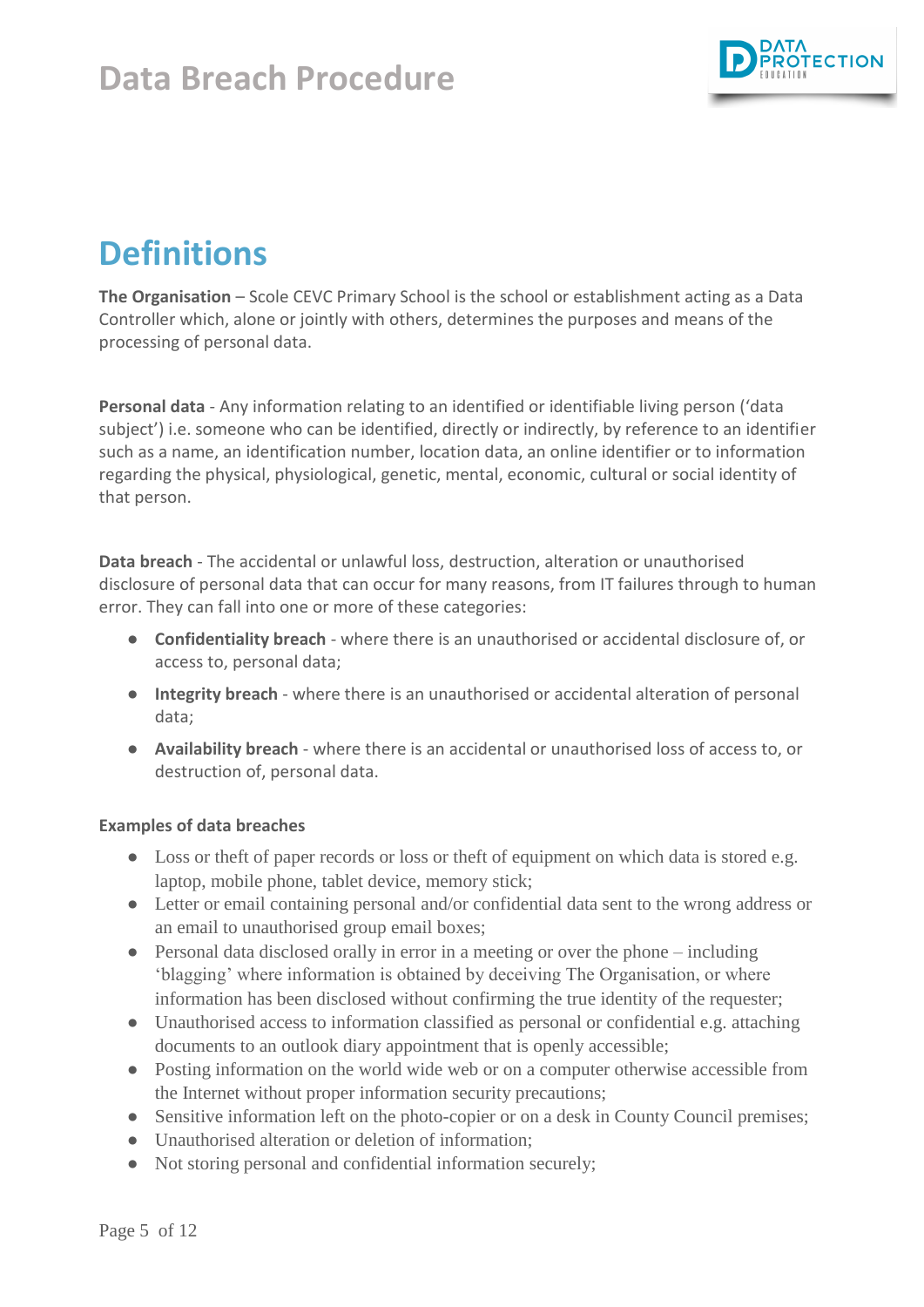# Definitions

**The Organisation** – Scole CEVC Primary School is the school or establishment acting as a Data Controller which, alone or jointly with others, determines the purposes and means of the processing of personal data.

**Personal data** - Any information relating to an identified or identifiable living person ('data subject') i.e. someone who can be identified, directly or indirectly, by reference to an identifier such as a name, an identification number, location data, an online identifier or to information regarding the physical, physiological, genetic, mental, economic, cultural or social identity of that person.

**Data breach** - The accidental or unlawful loss, destruction, alteration or unauthorised disclosure of personal data that can occur for many reasons, from IT failures through to human error. They can fall into one or more of these categories:

- **Confidentiality breach** - where there is an unauthorised or accidental disclosure of, or access to, personal data;
- **Integrity breach** - where there is an unauthorised or accidental alteration of personal data;
- **Availability breach** - where there is an accidental or unauthorised loss of access to, or destruction of, personal data.

**Examples of data breaches**

- Loss or theft of paper records or loss or theft of equipment on which data is stored e.g. laptop, mobile phone, tablet device, memory stick;
- Letter or email containing personal and/or confidential data sent to the wrong address or an email to unauthorised group email boxes;
- Personal data disclosed orally in error in a meeting or over the phone – including 'blagging' where information is obtained by deceiving The Organisation, or where information has been disclosed without confirming the true identity of the requester;
- Unauthorised access to information classified as personal or confidential e.g. attaching documents to an outlook diary appointment that is openly accessible;
- Posting information on the world wide web or on a computer otherwise accessible from the Internet without proper information security precautions;
- Sensitive information left on the photo-copier or on a desk in County Council premises;
- Unauthorised alteration or deletion of information;
- Not storing personal and confidential information securely;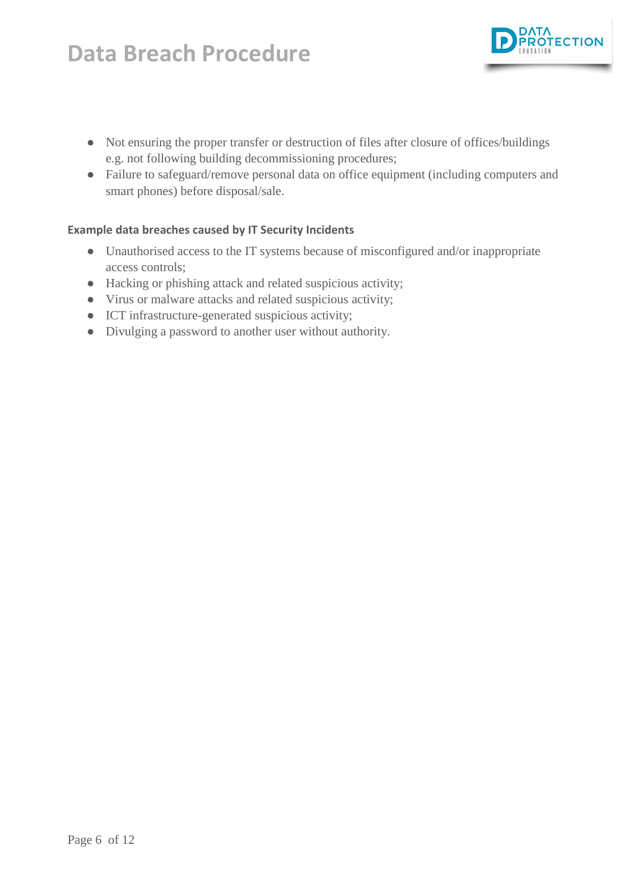- Not ensuring the proper transfer or destruction of files after closure of offices/buildings e.g. not following building decommissioning procedures;
- Failure to safeguard/remove personal data on office equipment (including computers and smart phones) before disposal/sale.

#### Example data breaches caused by IT Security Incidents

- Unauthorised access to the IT systems because of misconfigured and/or inappropriate access controls;
- Hacking or phishing attack and related suspicious activity;
- Virus or malware attacks and related suspicious activity;
- ICT infrastructure-generated suspicious activity;
- Divulging a password to another user without authority.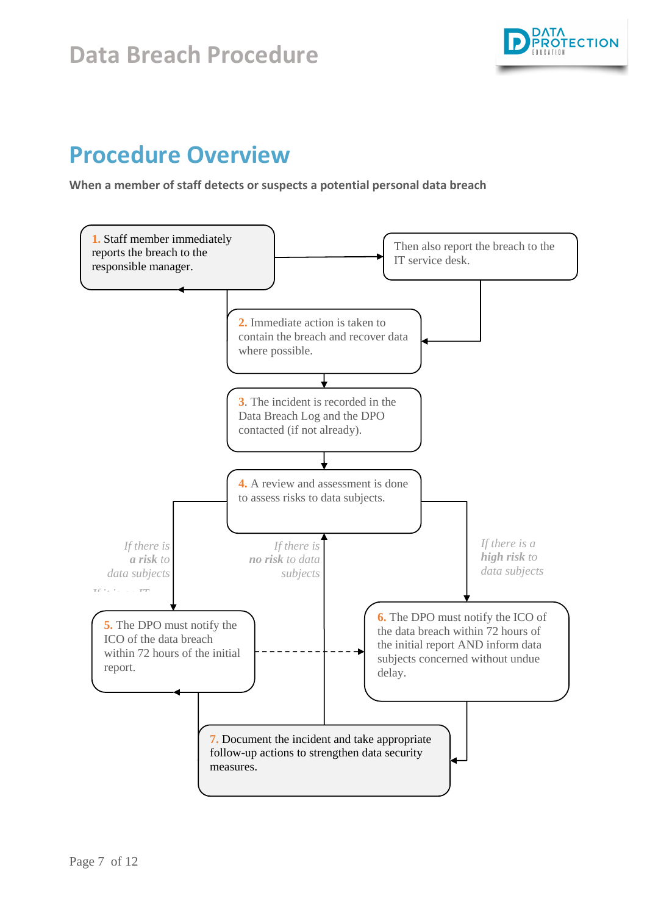## Procedure Overview

**When a member of staff detects or suspects a potential personal data breach**

1. Staff member immediately reports the breach to the responsible manager.

Then also report the breach to the IT service desk.

2. Immediate action is taken to contain the breach and recover data where possible.

3. The incident is recorded in the Data Breach Log and the DPO contacted (if not already).

4. A review and assessment is done to assess risks to data subjects.

*If there is **a risk** to data subjects*

*If there is **no risk** to data subjects*

*If there is a **high risk** to data subjects*

5. The DPO must notify the ICO of the data breach within 72 hours of the initial report.

6. The DPO must notify the ICO of the data breach within 72 hours of the initial report AND inform data subjects concerned without undue delay.

7. Document the incident and take appropriate follow-up actions to strengthen data security measures.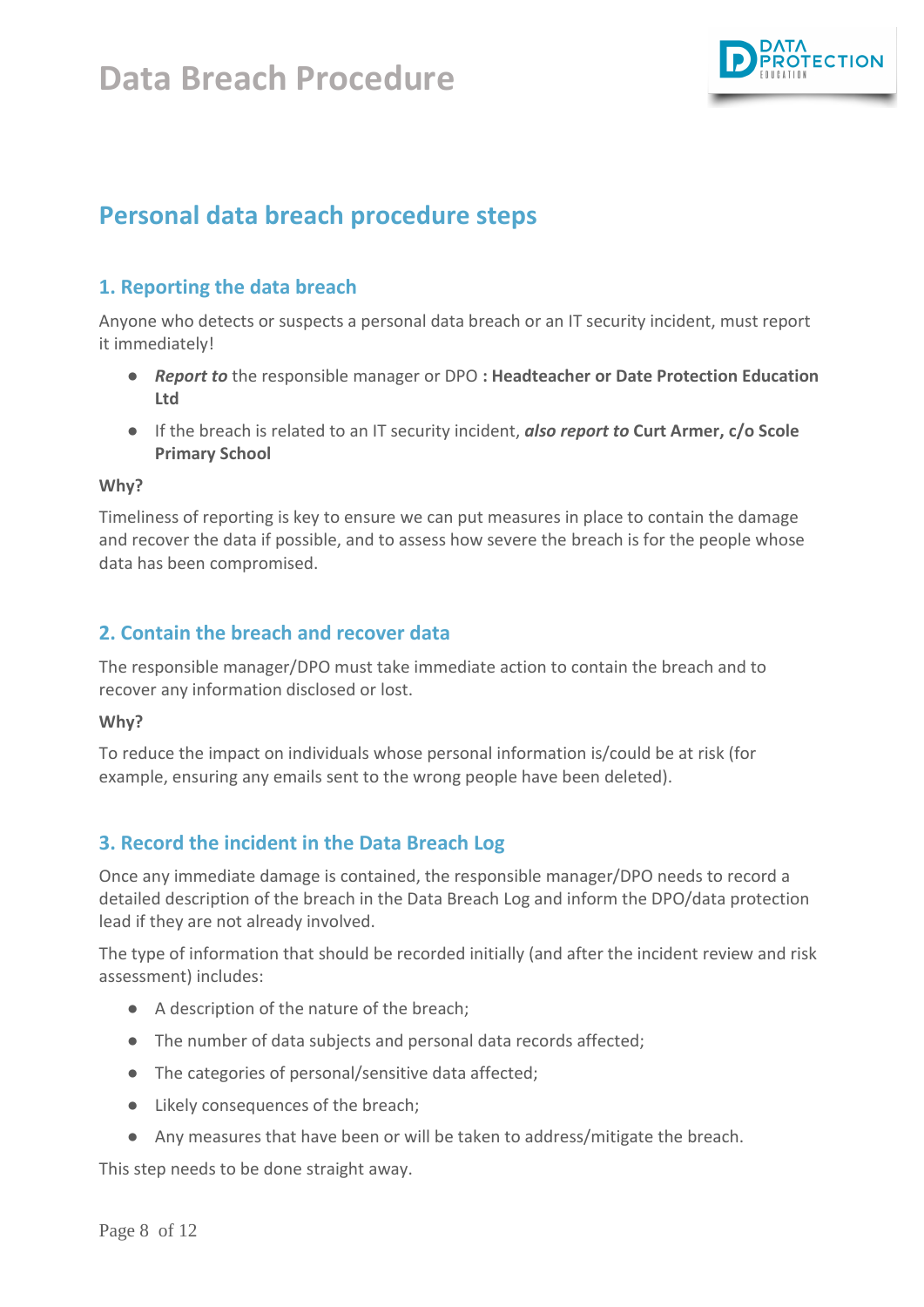## Personal data breach procedure steps

### 1. Reporting the data breach

Anyone who detects or suspects a personal data breach or an IT security incident, must report it immediately!

- ***Report to*** the responsible manager or DPO **: Headteacher or Date Protection Education Ltd**
- If the breach is related to an IT security incident, ***also report to*** **Curt Armer, c/o Scole Primary School**

**Why?**

Timeliness of reporting is key to ensure we can put measures in place to contain the damage and recover the data if possible, and to assess how severe the breach is for the people whose data has been compromised.

### 2. Contain the breach and recover data

The responsible manager/DPO must take immediate action to contain the breach and to recover any information disclosed or lost.

**Why?**

To reduce the impact on individuals whose personal information is/could be at risk (for example, ensuring any emails sent to the wrong people have been deleted).

### 3. Record the incident in the Data Breach Log

Once any immediate damage is contained, the responsible manager/DPO needs to record a detailed description of the breach in the Data Breach Log and inform the DPO/data protection lead if they are not already involved.

The type of information that should be recorded initially (and after the incident review and risk assessment) includes:

- A description of the nature of the breach;
- The number of data subjects and personal data records affected;
- The categories of personal/sensitive data affected;
- Likely consequences of the breach;
- Any measures that have been or will be taken to address/mitigate the breach.

This step needs to be done straight away.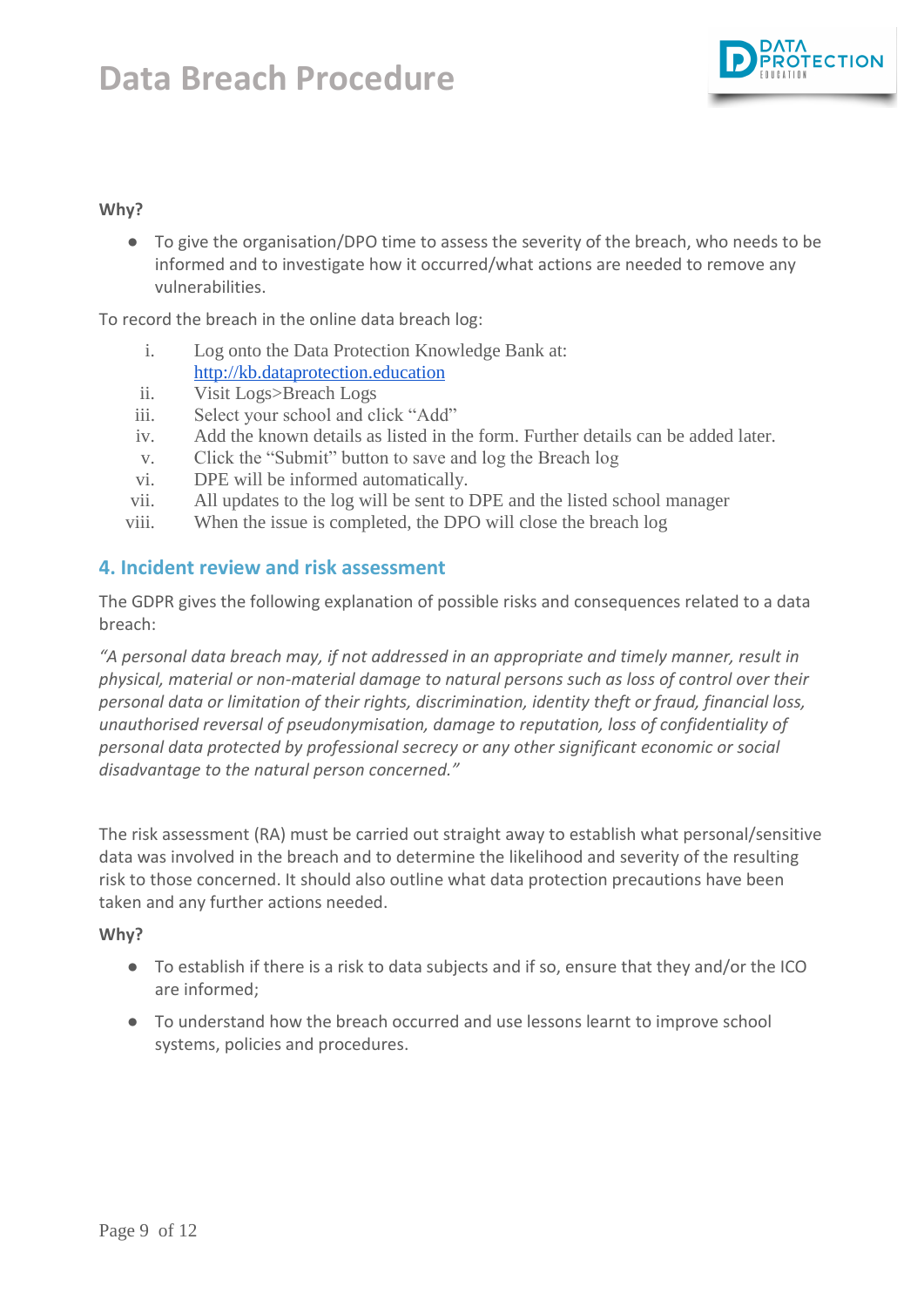**Why?**

- To give the organisation/DPO time to assess the severity of the breach, who needs to be informed and to investigate how it occurred/what actions are needed to remove any vulnerabilities.

To record the breach in the online data breach log:

i. Log onto the Data Protection Knowledge Bank at: [http://kb.dataprotection.education](http://kb.dataprotection.education)
ii. Visit Logs>Breach Logs
iii. Select your school and click "Add"
iv. Add the known details as listed in the form. Further details can be added later.
v. Click the "Submit" button to save and log the Breach log
vi. DPE will be informed automatically.
vii. All updates to the log will be sent to DPE and the listed school manager
viii. When the issue is completed, the DPO will close the breach log

## 4. Incident review and risk assessment

The GDPR gives the following explanation of possible risks and consequences related to a data breach:

*"A personal data breach may, if not addressed in an appropriate and timely manner, result in physical, material or non-material damage to natural persons such as loss of control over their personal data or limitation of their rights, discrimination, identity theft or fraud, financial loss, unauthorised reversal of pseudonymisation, damage to reputation, loss of confidentiality of personal data protected by professional secrecy or any other significant economic or social disadvantage to the natural person concerned."*

The risk assessment (RA) must be carried out straight away to establish what personal/sensitive data was involved in the breach and to determine the likelihood and severity of the resulting risk to those concerned. It should also outline what data protection precautions have been taken and any further actions needed.

**Why?**

- To establish if there is a risk to data subjects and if so, ensure that they and/or the ICO are informed;
- To understand how the breach occurred and use lessons learnt to improve school systems, policies and procedures.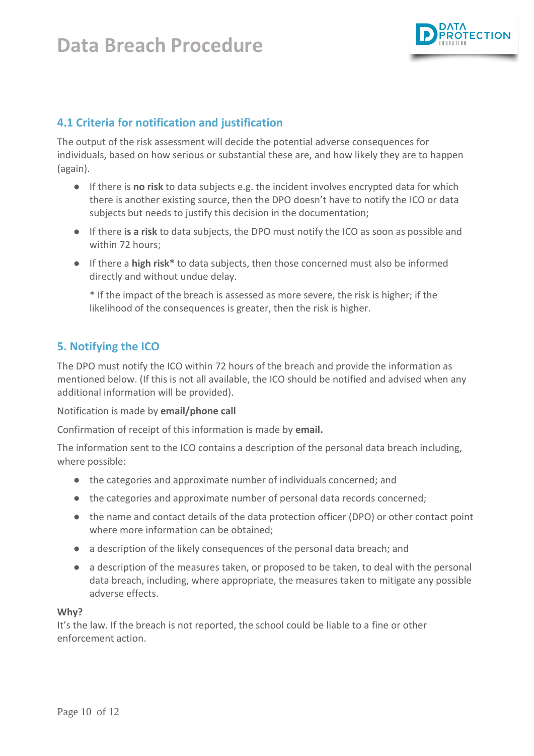## 4.1 Criteria for notification and justification

The output of the risk assessment will decide the potential adverse consequences for individuals, based on how serious or substantial these are, and how likely they are to happen (again).

- If there is **no risk** to data subjects e.g. the incident involves encrypted data for which there is another existing source, then the DPO doesn't have to notify the ICO or data subjects but needs to justify this decision in the documentation;
- If there **is a risk** to data subjects, the DPO must notify the ICO as soon as possible and within 72 hours;
- If there a **high risk*** to data subjects, then those concerned must also be informed directly and without undue delay.

  * If the impact of the breach is assessed as more severe, the risk is higher; if the likelihood of the consequences is greater, then the risk is higher.

## 5. Notifying the ICO

The DPO must notify the ICO within 72 hours of the breach and provide the information as mentioned below. (If this is not all available, the ICO should be notified and advised when any additional information will be provided).

Notification is made by **email/phone call**

Confirmation of receipt of this information is made by **email.**

The information sent to the ICO contains a description of the personal data breach including, where possible:

- the categories and approximate number of individuals concerned; and
- the categories and approximate number of personal data records concerned;
- the name and contact details of the data protection officer (DPO) or other contact point where more information can be obtained;
- a description of the likely consequences of the personal data breach; and
- a description of the measures taken, or proposed to be taken, to deal with the personal data breach, including, where appropriate, the measures taken to mitigate any possible adverse effects.

**Why?**
It's the law. If the breach is not reported, the school could be liable to a fine or other enforcement action.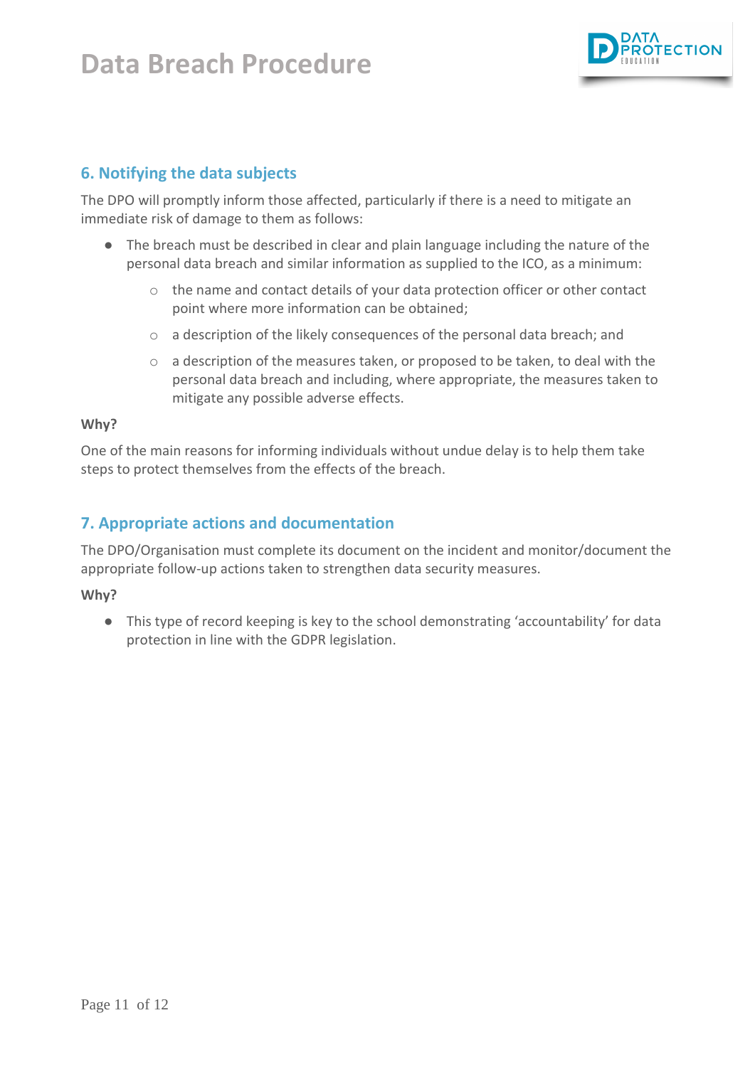## 6. Notifying the data subjects

The DPO will promptly inform those affected, particularly if there is a need to mitigate an immediate risk of damage to them as follows:

- The breach must be described in clear and plain language including the nature of the personal data breach and similar information as supplied to the ICO, as a minimum:
    - the name and contact details of your data protection officer or other contact point where more information can be obtained;
    - a description of the likely consequences of the personal data breach; and
    - a description of the measures taken, or proposed to be taken, to deal with the personal data breach and including, where appropriate, the measures taken to mitigate any possible adverse effects.

**Why?**

One of the main reasons for informing individuals without undue delay is to help them take steps to protect themselves from the effects of the breach.

## 7. Appropriate actions and documentation

The DPO/Organisation must complete its document on the incident and monitor/document the appropriate follow-up actions taken to strengthen data security measures.

**Why?**

- This type of record keeping is key to the school demonstrating 'accountability' for data protection in line with the GDPR legislation.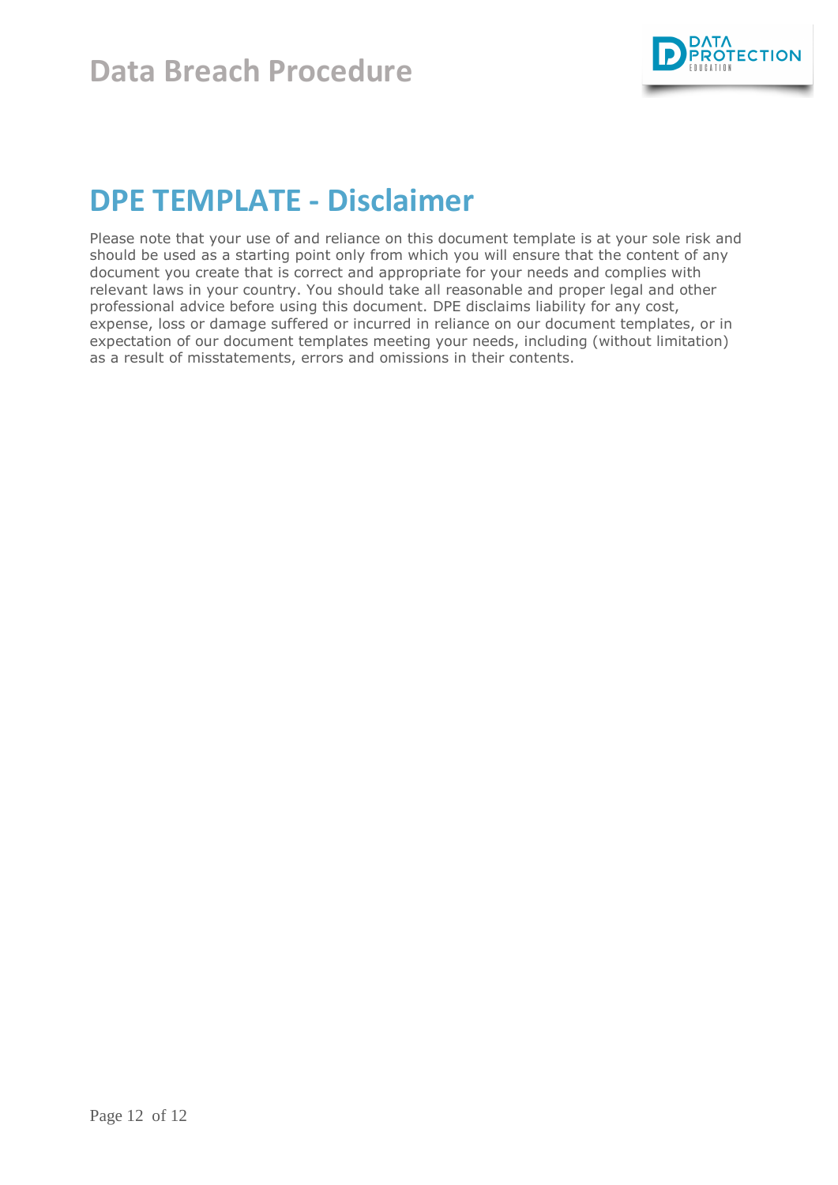# DPE TEMPLATE - Disclaimer

Please note that your use of and reliance on this document template is at your sole risk and should be used as a starting point only from which you will ensure that the content of any document you create that is correct and appropriate for your needs and complies with relevant laws in your country. You should take all reasonable and proper legal and other professional advice before using this document. DPE disclaims liability for any cost, expense, loss or damage suffered or incurred in reliance on our document templates, or in expectation of our document templates meeting your needs, including (without limitation) as a result of misstatements, errors and omissions in their contents.